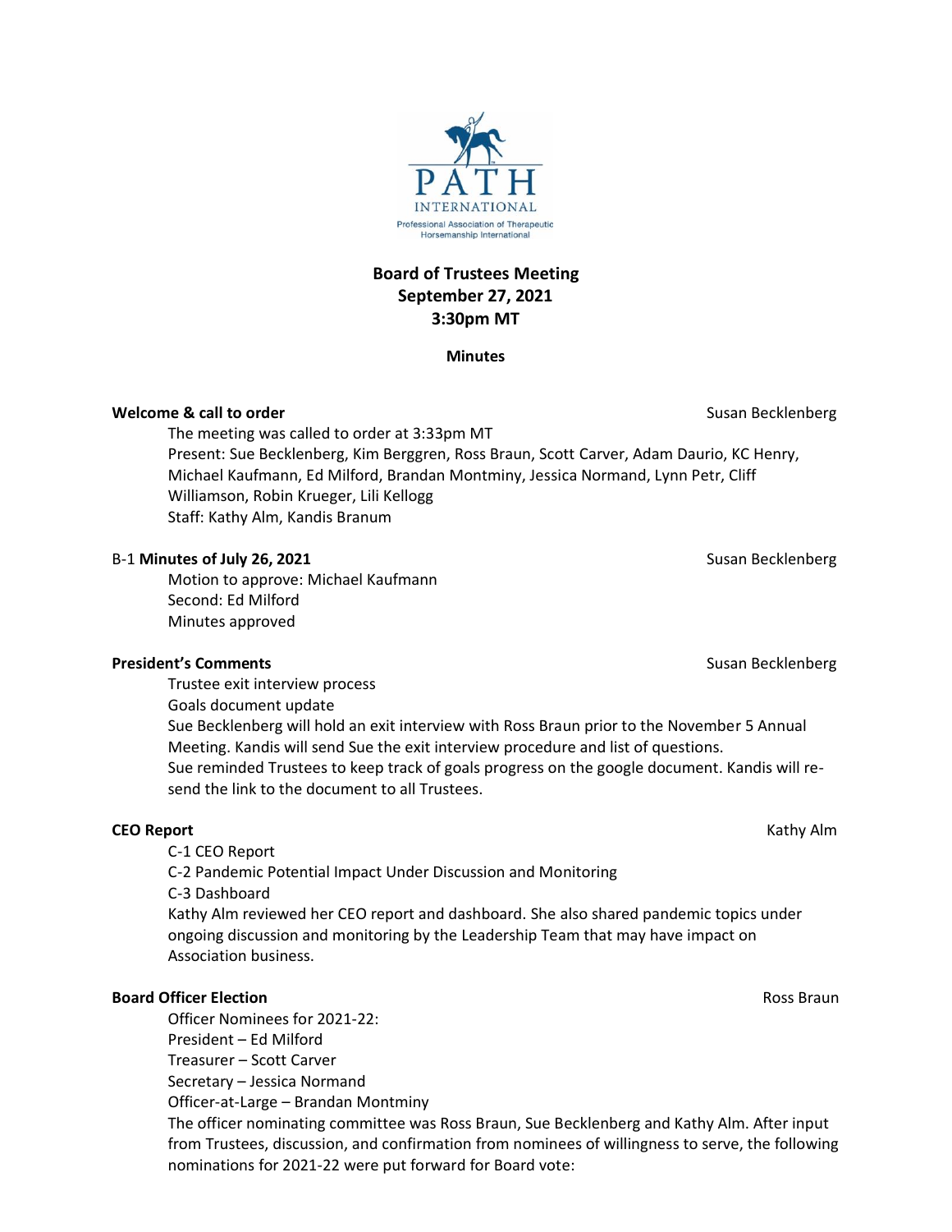PATH INTERNATIONAL

Professional Association of Therapeutic Horsemanship International

# Board of Trustees Meeting
## September 27, 2021
## 3:30pm MT

**Minutes**

**Welcome & call to order** — Susan Becklenberg

The meeting was called to order at 3:33pm MT

Present: Sue Becklenberg, Kim Berggren, Ross Braun, Scott Carver, Adam Daurio, KC Henry, Michael Kaufmann, Ed Milford, Brandan Montminy, Jessica Normand, Lynn Petr, Cliff Williamson, Robin Krueger, Lili Kellogg

Staff: Kathy Alm, Kandis Branum

B-1 **Minutes of July 26, 2021** — Susan Becklenberg

Motion to approve: Michael Kaufmann

Second: Ed Milford

Minutes approved

**President's Comments** — Susan Becklenberg

Trustee exit interview process

Goals document update

Sue Becklenberg will hold an exit interview with Ross Braun prior to the November 5 Annual Meeting. Kandis will send Sue the exit interview procedure and list of questions.

Sue reminded Trustees to keep track of goals progress on the google document. Kandis will re-send the link to the document to all Trustees.

**CEO Report** — Kathy Alm

C-1 CEO Report

C-2 Pandemic Potential Impact Under Discussion and Monitoring

C-3 Dashboard

Kathy Alm reviewed her CEO report and dashboard. She also shared pandemic topics under ongoing discussion and monitoring by the Leadership Team that may have impact on Association business.

**Board Officer Election** — Ross Braun

Officer Nominees for 2021-22:

President – Ed Milford

Treasurer – Scott Carver

Secretary – Jessica Normand

Officer-at-Large – Brandan Montminy

The officer nominating committee was Ross Braun, Sue Becklenberg and Kathy Alm. After input from Trustees, discussion, and confirmation from nominees of willingness to serve, the following nominations for 2021-22 were put forward for Board vote: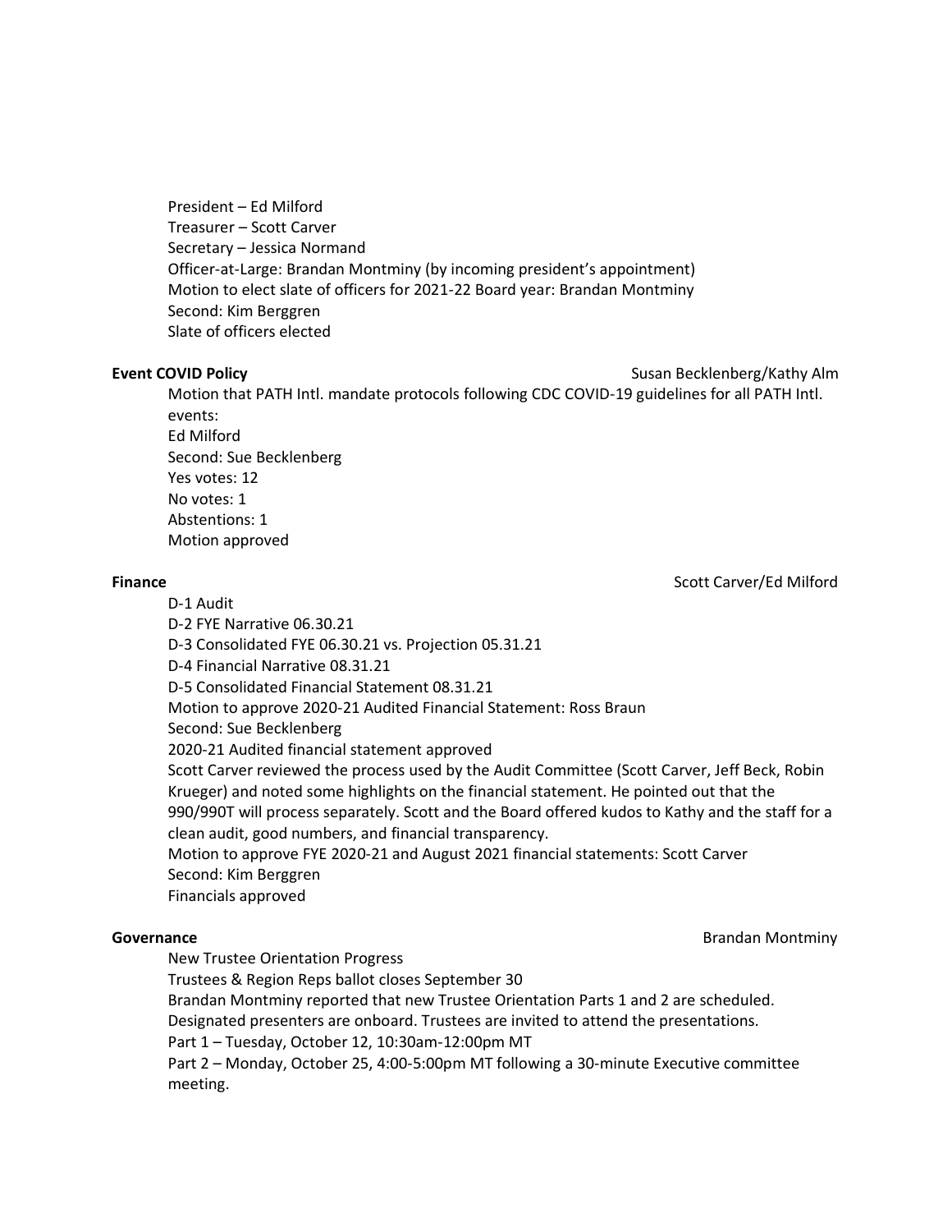President – Ed Milford
Treasurer – Scott Carver
Secretary – Jessica Normand
Officer-at-Large: Brandan Montminy (by incoming president's appointment)
Motion to elect slate of officers for 2021-22 Board year: Brandan Montminy
Second: Kim Berggren
Slate of officers elected

**Event COVID Policy** Susan Becklenberg/Kathy Alm

Motion that PATH Intl. mandate protocols following CDC COVID-19 guidelines for all PATH Intl. events:
Ed Milford
Second: Sue Becklenberg
Yes votes: 12
No votes: 1
Abstentions: 1
Motion approved

**Finance** Scott Carver/Ed Milford

D-1 Audit
D-2 FYE Narrative 06.30.21
D-3 Consolidated FYE 06.30.21 vs. Projection 05.31.21
D-4 Financial Narrative 08.31.21
D-5 Consolidated Financial Statement 08.31.21
Motion to approve 2020-21 Audited Financial Statement: Ross Braun
Second: Sue Becklenberg
2020-21 Audited financial statement approved
Scott Carver reviewed the process used by the Audit Committee (Scott Carver, Jeff Beck, Robin Krueger) and noted some highlights on the financial statement. He pointed out that the 990/990T will process separately. Scott and the Board offered kudos to Kathy and the staff for a clean audit, good numbers, and financial transparency.
Motion to approve FYE 2020-21 and August 2021 financial statements: Scott Carver
Second: Kim Berggren
Financials approved

**Governance** Brandan Montminy

New Trustee Orientation Progress
Trustees & Region Reps ballot closes September 30
Brandan Montminy reported that new Trustee Orientation Parts 1 and 2 are scheduled. Designated presenters are onboard. Trustees are invited to attend the presentations.
Part 1 – Tuesday, October 12, 10:30am-12:00pm MT
Part 2 – Monday, October 25, 4:00-5:00pm MT following a 30-minute Executive committee meeting.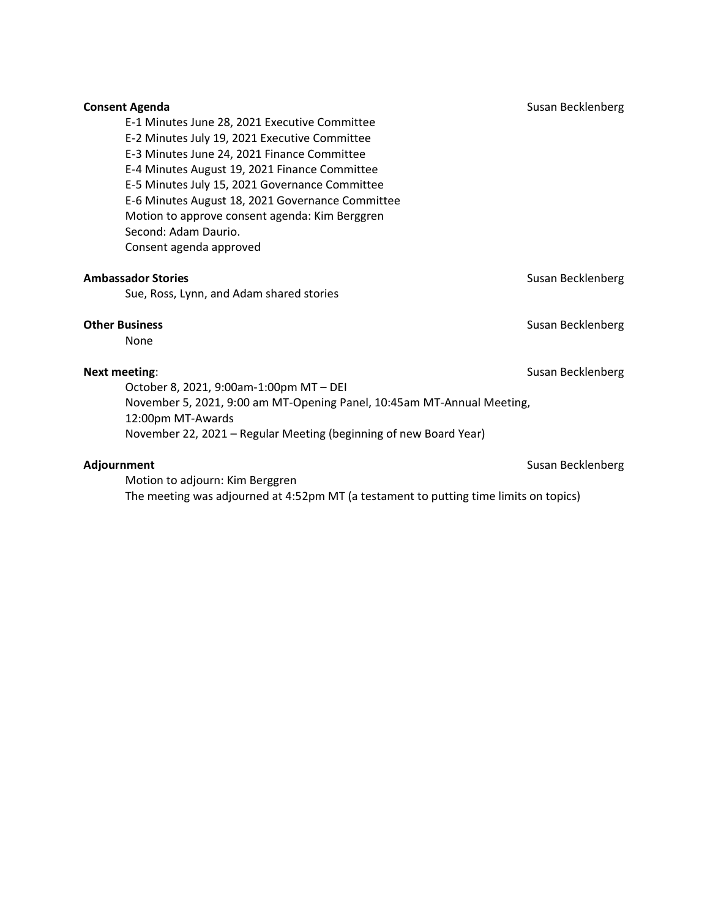**Consent Agenda** Susan Becklenberg

E-1 Minutes June 28, 2021 Executive Committee
E-2 Minutes July 19, 2021 Executive Committee
E-3 Minutes June 24, 2021 Finance Committee
E-4 Minutes August 19, 2021 Finance Committee
E-5 Minutes July 15, 2021 Governance Committee
E-6 Minutes August 18, 2021 Governance Committee
Motion to approve consent agenda: Kim Berggren
Second: Adam Daurio.
Consent agenda approved

**Ambassador Stories** Susan Becklenberg

Sue, Ross, Lynn, and Adam shared stories

**Other Business** Susan Becklenberg

None

**Next meeting**: Susan Becklenberg

October 8, 2021, 9:00am-1:00pm MT – DEI
November 5, 2021, 9:00 am MT-Opening Panel, 10:45am MT-Annual Meeting, 12:00pm MT-Awards
November 22, 2021 – Regular Meeting (beginning of new Board Year)

**Adjournment** Susan Becklenberg

Motion to adjourn: Kim Berggren
The meeting was adjourned at 4:52pm MT (a testament to putting time limits on topics)